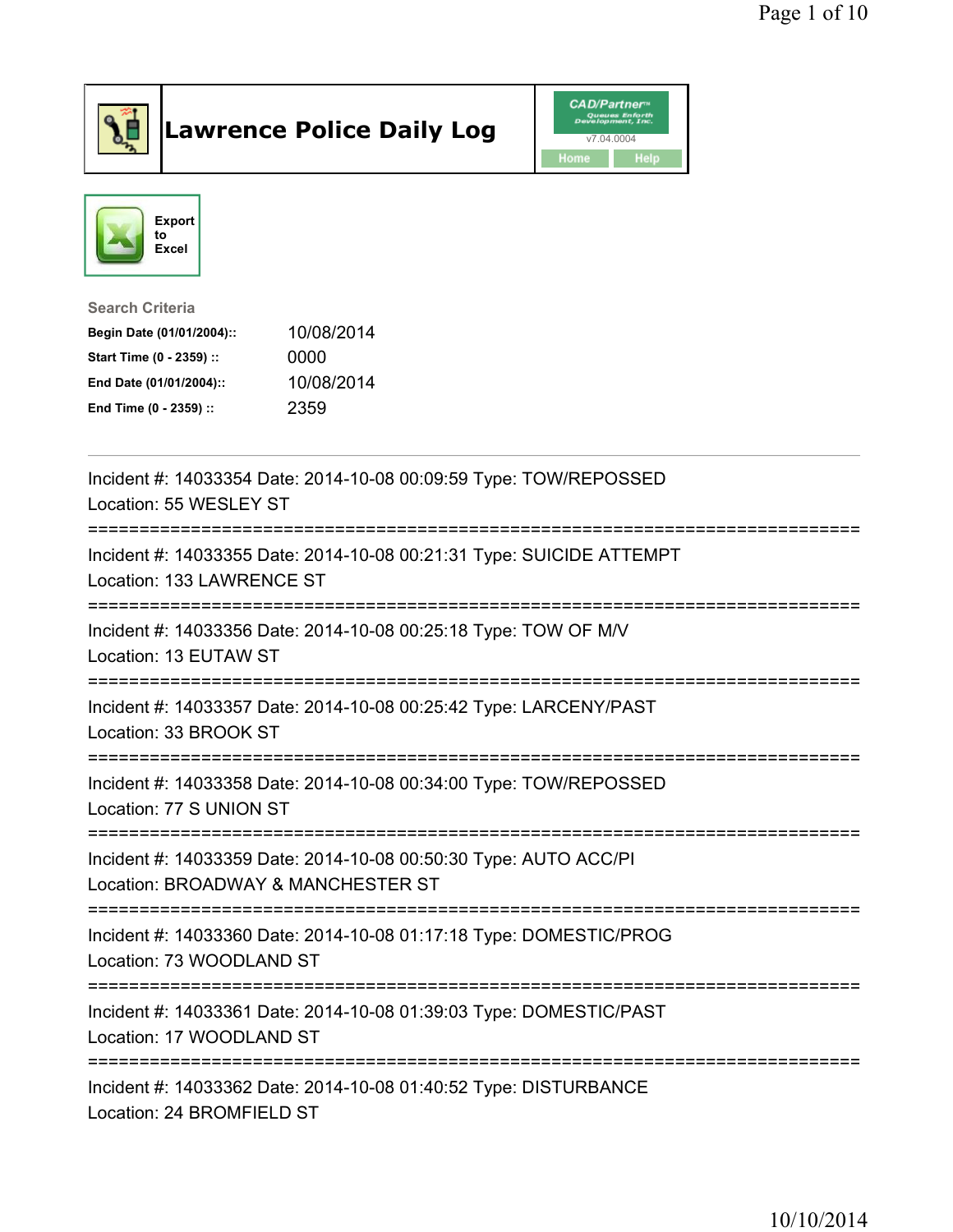# Lawrence Police Daily Log

CAD/Partner v7.04.0004 Home Help

Export to Excel

**Search Criteria**

| | |
|---|---|
| **Begin Date (01/01/2004)::** | 10/08/2014 |
| **Start Time (0 - 2359) ::** | 0000 |
| **End Date (01/01/2004)::** | 10/08/2014 |
| **End Time (0 - 2359) ::** | 2359 |

---

Incident #: 14033354 Date: 2014-10-08 00:09:59 Type: TOW/REPOSSED
Location: 55 WESLEY ST

===========================================================================

Incident #: 14033355 Date: 2014-10-08 00:21:31 Type: SUICIDE ATTEMPT
Location: 133 LAWRENCE ST

===========================================================================

Incident #: 14033356 Date: 2014-10-08 00:25:18 Type: TOW OF M/V
Location: 13 EUTAW ST

===========================================================================

Incident #: 14033357 Date: 2014-10-08 00:25:42 Type: LARCENY/PAST
Location: 33 BROOK ST

===========================================================================

Incident #: 14033358 Date: 2014-10-08 00:34:00 Type: TOW/REPOSSED
Location: 77 S UNION ST

===========================================================================

Incident #: 14033359 Date: 2014-10-08 00:50:30 Type: AUTO ACC/PI
Location: BROADWAY & MANCHESTER ST

===========================================================================

Incident #: 14033360 Date: 2014-10-08 01:17:18 Type: DOMESTIC/PROG
Location: 73 WOODLAND ST

===========================================================================

Incident #: 14033361 Date: 2014-10-08 01:39:03 Type: DOMESTIC/PAST
Location: 17 WOODLAND ST

===========================================================================

Incident #: 14033362 Date: 2014-10-08 01:40:52 Type: DISTURBANCE
Location: 24 BROMFIELD ST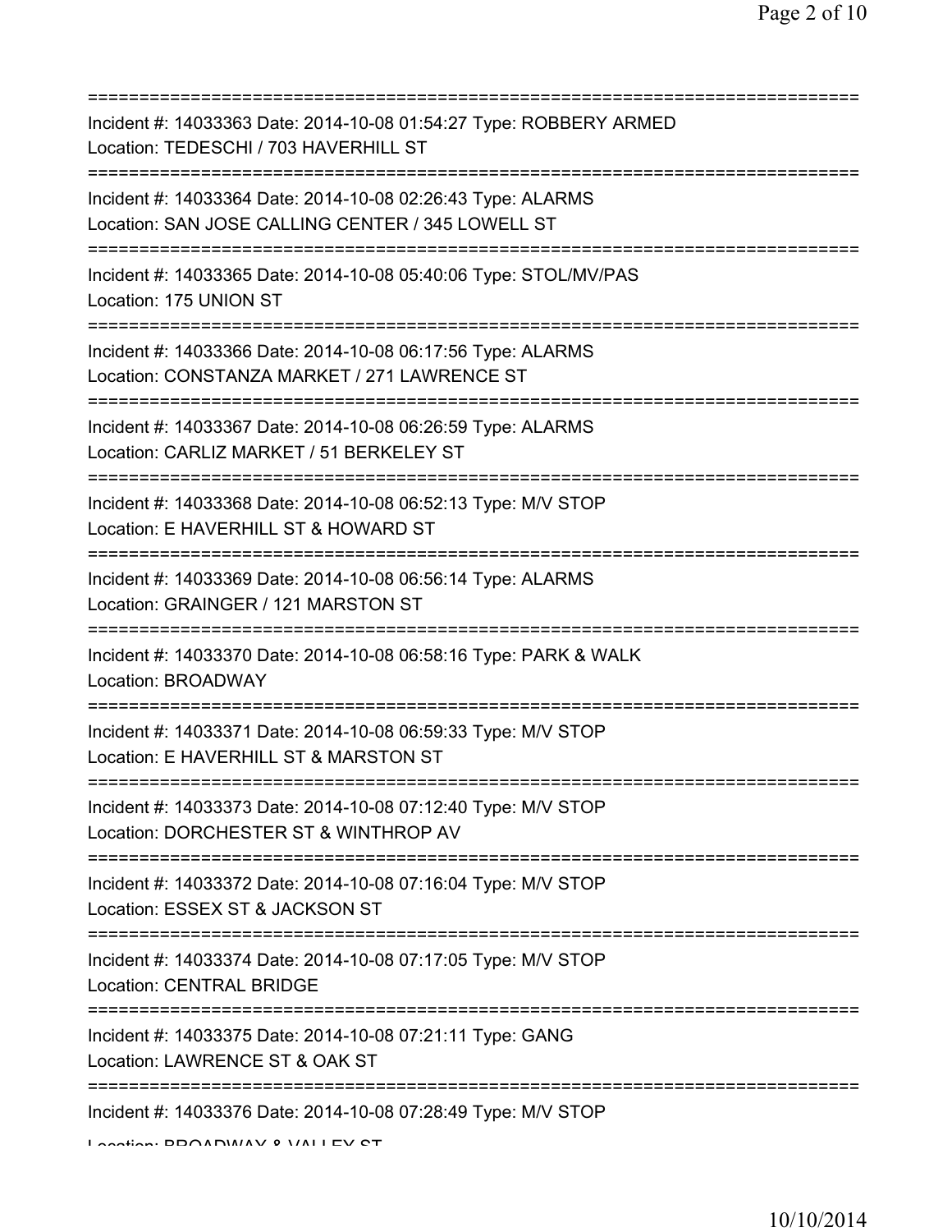===========================================================================

Incident #: 14033363 Date: 2014-10-08 01:54:27 Type: ROBBERY ARMED
Location: TEDESCHI / 703 HAVERHILL ST

===========================================================================

Incident #: 14033364 Date: 2014-10-08 02:26:43 Type: ALARMS
Location: SAN JOSE CALLING CENTER / 345 LOWELL ST

===========================================================================

Incident #: 14033365 Date: 2014-10-08 05:40:06 Type: STOL/MV/PAS
Location: 175 UNION ST

===========================================================================

Incident #: 14033366 Date: 2014-10-08 06:17:56 Type: ALARMS
Location: CONSTANZA MARKET / 271 LAWRENCE ST

===========================================================================

Incident #: 14033367 Date: 2014-10-08 06:26:59 Type: ALARMS
Location: CARLIZ MARKET / 51 BERKELEY ST

===========================================================================

Incident #: 14033368 Date: 2014-10-08 06:52:13 Type: M/V STOP
Location: E HAVERHILL ST & HOWARD ST

===========================================================================

Incident #: 14033369 Date: 2014-10-08 06:56:14 Type: ALARMS
Location: GRAINGER / 121 MARSTON ST

===========================================================================

Incident #: 14033370 Date: 2014-10-08 06:58:16 Type: PARK & WALK
Location: BROADWAY

===========================================================================

Incident #: 14033371 Date: 2014-10-08 06:59:33 Type: M/V STOP
Location: E HAVERHILL ST & MARSTON ST

===========================================================================

Incident #: 14033373 Date: 2014-10-08 07:12:40 Type: M/V STOP
Location: DORCHESTER ST & WINTHROP AV

===========================================================================

Incident #: 14033372 Date: 2014-10-08 07:16:04 Type: M/V STOP
Location: ESSEX ST & JACKSON ST

===========================================================================

Incident #: 14033374 Date: 2014-10-08 07:17:05 Type: M/V STOP
Location: CENTRAL BRIDGE

===========================================================================

Incident #: 14033375 Date: 2014-10-08 07:21:11 Type: GANG
Location: LAWRENCE ST & OAK ST

===========================================================================

Incident #: 14033376 Date: 2014-10-08 07:28:49 Type: M/V STOP
Location: BROADWAY & VALLEY ST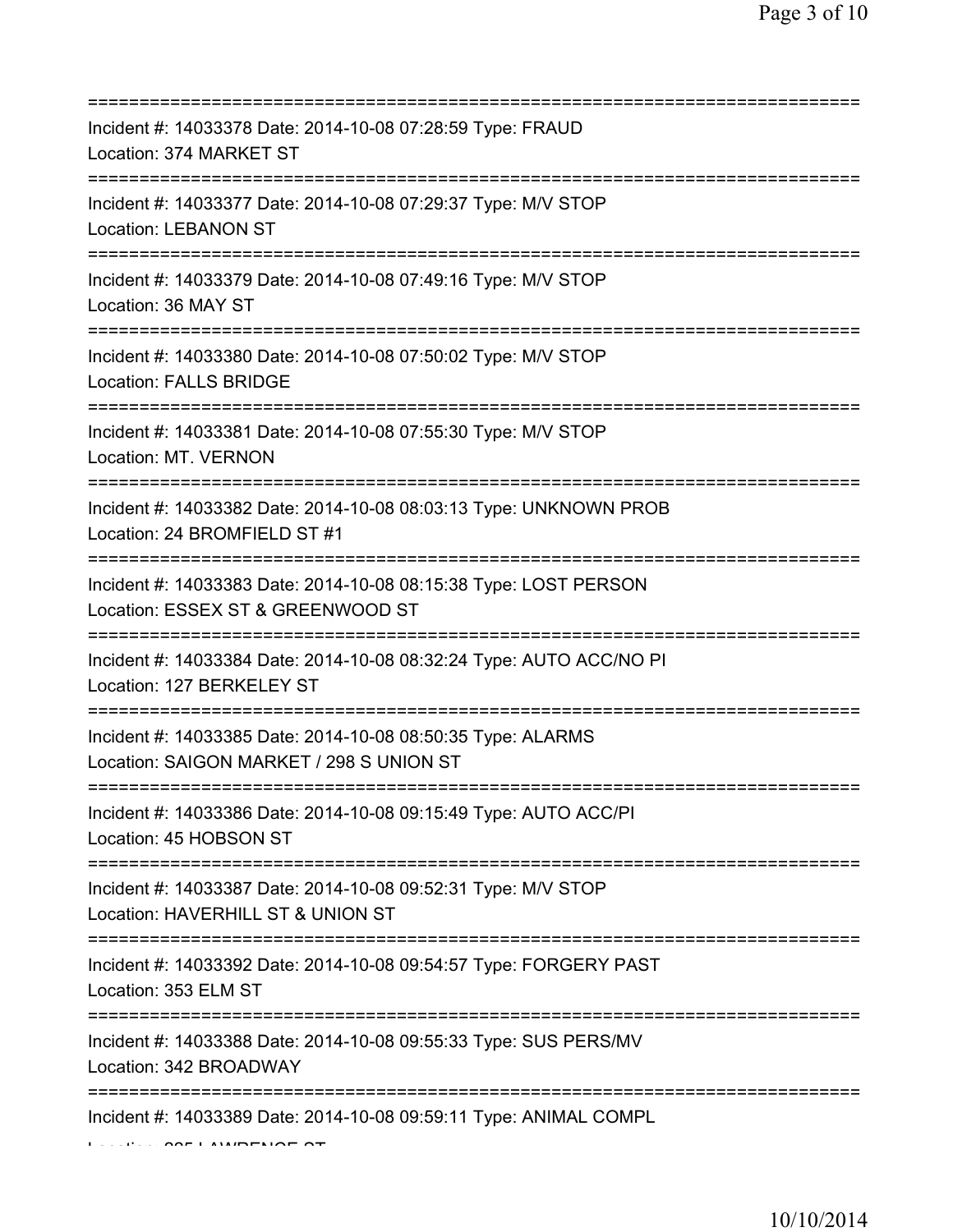===========================================================================
Incident #: 14033378 Date: 2014-10-08 07:28:59 Type: FRAUD
Location: 374 MARKET ST
===========================================================================
Incident #: 14033377 Date: 2014-10-08 07:29:37 Type: M/V STOP
Location: LEBANON ST
===========================================================================
Incident #: 14033379 Date: 2014-10-08 07:49:16 Type: M/V STOP
Location: 36 MAY ST
===========================================================================
Incident #: 14033380 Date: 2014-10-08 07:50:02 Type: M/V STOP
Location: FALLS BRIDGE
===========================================================================
Incident #: 14033381 Date: 2014-10-08 07:55:30 Type: M/V STOP
Location: MT. VERNON
===========================================================================
Incident #: 14033382 Date: 2014-10-08 08:03:13 Type: UNKNOWN PROB
Location: 24 BROMFIELD ST #1
===========================================================================
Incident #: 14033383 Date: 2014-10-08 08:15:38 Type: LOST PERSON
Location: ESSEX ST & GREENWOOD ST
===========================================================================
Incident #: 14033384 Date: 2014-10-08 08:32:24 Type: AUTO ACC/NO PI
Location: 127 BERKELEY ST
===========================================================================
Incident #: 14033385 Date: 2014-10-08 08:50:35 Type: ALARMS
Location: SAIGON MARKET / 298 S UNION ST
===========================================================================
Incident #: 14033386 Date: 2014-10-08 09:15:49 Type: AUTO ACC/PI
Location: 45 HOBSON ST
===========================================================================
Incident #: 14033387 Date: 2014-10-08 09:52:31 Type: M/V STOP
Location: HAVERHILL ST & UNION ST
===========================================================================
Incident #: 14033392 Date: 2014-10-08 09:54:57 Type: FORGERY PAST
Location: 353 ELM ST
===========================================================================
Incident #: 14033388 Date: 2014-10-08 09:55:33 Type: SUS PERS/MV
Location: 342 BROADWAY
===========================================================================
Incident #: 14033389 Date: 2014-10-08 09:59:11 Type: ANIMAL COMPL
Location: 285 LAWRENCE ST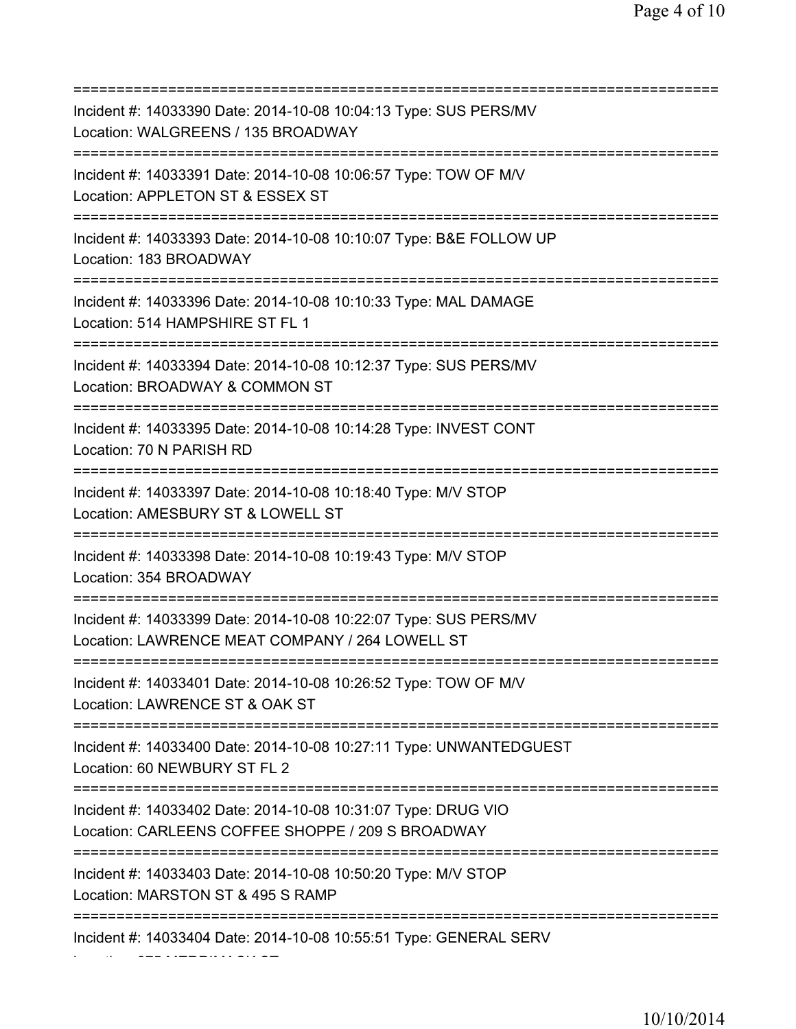==============================================================================
Incident #: 14033390 Date: 2014-10-08 10:04:13 Type: SUS PERS/MV
Location: WALGREENS / 135 BROADWAY
==============================================================================
Incident #: 14033391 Date: 2014-10-08 10:06:57 Type: TOW OF M/V
Location: APPLETON ST & ESSEX ST
==============================================================================
Incident #: 14033393 Date: 2014-10-08 10:10:07 Type: B&E FOLLOW UP
Location: 183 BROADWAY
==============================================================================
Incident #: 14033396 Date: 2014-10-08 10:10:33 Type: MAL DAMAGE
Location: 514 HAMPSHIRE ST FL 1
==============================================================================
Incident #: 14033394 Date: 2014-10-08 10:12:37 Type: SUS PERS/MV
Location: BROADWAY & COMMON ST
==============================================================================
Incident #: 14033395 Date: 2014-10-08 10:14:28 Type: INVEST CONT
Location: 70 N PARISH RD
==============================================================================
Incident #: 14033397 Date: 2014-10-08 10:18:40 Type: M/V STOP
Location: AMESBURY ST & LOWELL ST
==============================================================================
Incident #: 14033398 Date: 2014-10-08 10:19:43 Type: M/V STOP
Location: 354 BROADWAY
==============================================================================
Incident #: 14033399 Date: 2014-10-08 10:22:07 Type: SUS PERS/MV
Location: LAWRENCE MEAT COMPANY / 264 LOWELL ST
==============================================================================
Incident #: 14033401 Date: 2014-10-08 10:26:52 Type: TOW OF M/V
Location: LAWRENCE ST & OAK ST
==============================================================================
Incident #: 14033400 Date: 2014-10-08 10:27:11 Type: UNWANTEDGUEST
Location: 60 NEWBURY ST FL 2
==============================================================================
Incident #: 14033402 Date: 2014-10-08 10:31:07 Type: DRUG VIO
Location: CARLEENS COFFEE SHOPPE / 209 S BROADWAY
==============================================================================
Incident #: 14033403 Date: 2014-10-08 10:50:20 Type: M/V STOP
Location: MARSTON ST & 495 S RAMP
==============================================================================
Incident #: 14033404 Date: 2014-10-08 10:55:51 Type: GENERAL SERV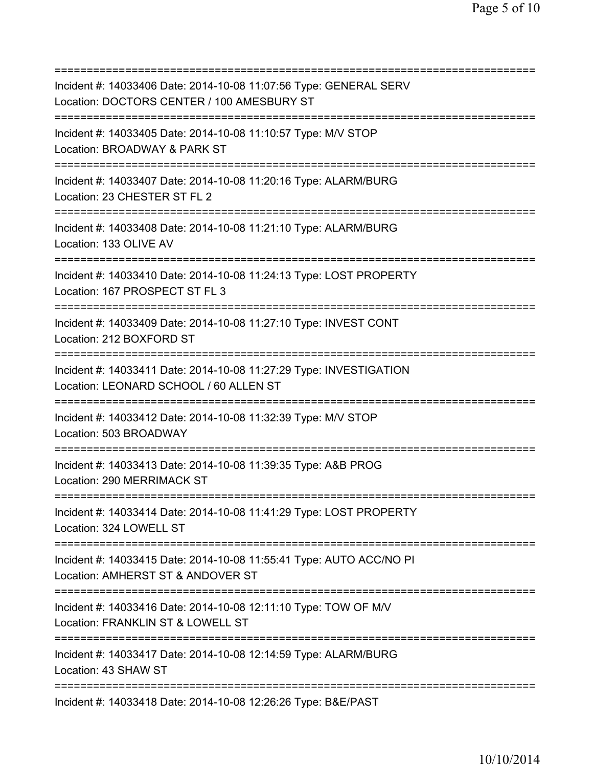===========================================================================
Incident #: 14033406 Date: 2014-10-08 11:07:56 Type: GENERAL SERV
Location: DOCTORS CENTER / 100 AMESBURY ST
===========================================================================
Incident #: 14033405 Date: 2014-10-08 11:10:57 Type: M/V STOP
Location: BROADWAY & PARK ST
===========================================================================
Incident #: 14033407 Date: 2014-10-08 11:20:16 Type: ALARM/BURG
Location: 23 CHESTER ST FL 2
===========================================================================
Incident #: 14033408 Date: 2014-10-08 11:21:10 Type: ALARM/BURG
Location: 133 OLIVE AV
===========================================================================
Incident #: 14033410 Date: 2014-10-08 11:24:13 Type: LOST PROPERTY
Location: 167 PROSPECT ST FL 3
===========================================================================
Incident #: 14033409 Date: 2014-10-08 11:27:10 Type: INVEST CONT
Location: 212 BOXFORD ST
===========================================================================
Incident #: 14033411 Date: 2014-10-08 11:27:29 Type: INVESTIGATION
Location: LEONARD SCHOOL / 60 ALLEN ST
===========================================================================
Incident #: 14033412 Date: 2014-10-08 11:32:39 Type: M/V STOP
Location: 503 BROADWAY
===========================================================================
Incident #: 14033413 Date: 2014-10-08 11:39:35 Type: A&B PROG
Location: 290 MERRIMACK ST
===========================================================================
Incident #: 14033414 Date: 2014-10-08 11:41:29 Type: LOST PROPERTY
Location: 324 LOWELL ST
===========================================================================
Incident #: 14033415 Date: 2014-10-08 11:55:41 Type: AUTO ACC/NO PI
Location: AMHERST ST & ANDOVER ST
===========================================================================
Incident #: 14033416 Date: 2014-10-08 12:11:10 Type: TOW OF M/V
Location: FRANKLIN ST & LOWELL ST
===========================================================================
Incident #: 14033417 Date: 2014-10-08 12:14:59 Type: ALARM/BURG
Location: 43 SHAW ST
===========================================================================
Incident #: 14033418 Date: 2014-10-08 12:26:26 Type: B&E/PAST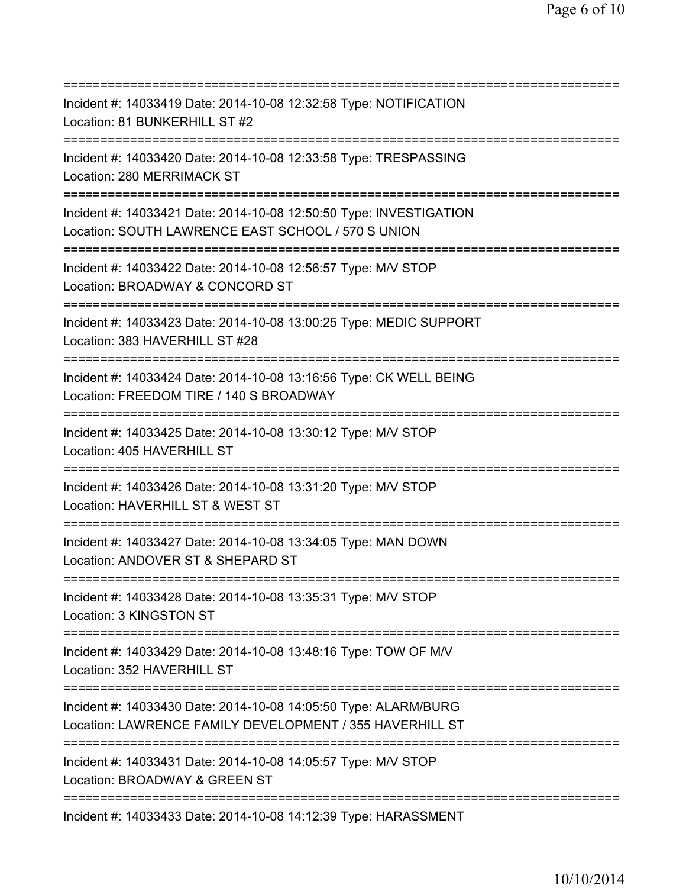===========================================================================

Incident #: 14033419 Date: 2014-10-08 12:32:58 Type: NOTIFICATION
Location: 81 BUNKERHILL ST #2

===========================================================================

Incident #: 14033420 Date: 2014-10-08 12:33:58 Type: TRESPASSING
Location: 280 MERRIMACK ST

===========================================================================

Incident #: 14033421 Date: 2014-10-08 12:50:50 Type: INVESTIGATION
Location: SOUTH LAWRENCE EAST SCHOOL / 570 S UNION

===========================================================================

Incident #: 14033422 Date: 2014-10-08 12:56:57 Type: M/V STOP
Location: BROADWAY & CONCORD ST

===========================================================================

Incident #: 14033423 Date: 2014-10-08 13:00:25 Type: MEDIC SUPPORT
Location: 383 HAVERHILL ST #28

===========================================================================

Incident #: 14033424 Date: 2014-10-08 13:16:56 Type: CK WELL BEING
Location: FREEDOM TIRE / 140 S BROADWAY

===========================================================================

Incident #: 14033425 Date: 2014-10-08 13:30:12 Type: M/V STOP
Location: 405 HAVERHILL ST

===========================================================================

Incident #: 14033426 Date: 2014-10-08 13:31:20 Type: M/V STOP
Location: HAVERHILL ST & WEST ST

===========================================================================

Incident #: 14033427 Date: 2014-10-08 13:34:05 Type: MAN DOWN
Location: ANDOVER ST & SHEPARD ST

===========================================================================

Incident #: 14033428 Date: 2014-10-08 13:35:31 Type: M/V STOP
Location: 3 KINGSTON ST

===========================================================================

Incident #: 14033429 Date: 2014-10-08 13:48:16 Type: TOW OF M/V
Location: 352 HAVERHILL ST

===========================================================================

Incident #: 14033430 Date: 2014-10-08 14:05:50 Type: ALARM/BURG
Location: LAWRENCE FAMILY DEVELOPMENT / 355 HAVERHILL ST

===========================================================================

Incident #: 14033431 Date: 2014-10-08 14:05:57 Type: M/V STOP
Location: BROADWAY & GREEN ST

===========================================================================

Incident #: 14033433 Date: 2014-10-08 14:12:39 Type: HARASSMENT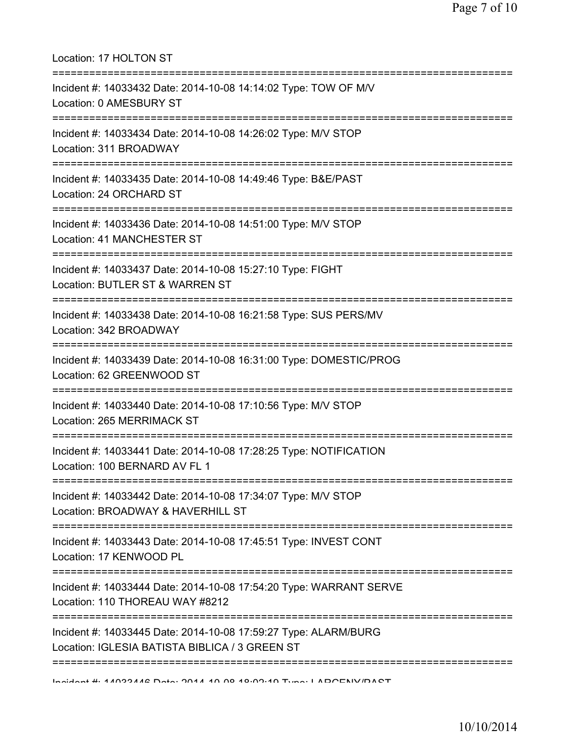Location: 17 HOLTON ST

===========================================================================

Incident #: 14033432 Date: 2014-10-08 14:14:02 Type: TOW OF M/V

Location: 0 AMESBURY ST

===========================================================================

Incident #: 14033434 Date: 2014-10-08 14:26:02 Type: M/V STOP

Location: 311 BROADWAY

===========================================================================

Incident #: 14033435 Date: 2014-10-08 14:49:46 Type: B&E/PAST

Location: 24 ORCHARD ST

===========================================================================

Incident #: 14033436 Date: 2014-10-08 14:51:00 Type: M/V STOP

Location: 41 MANCHESTER ST

===========================================================================

Incident #: 14033437 Date: 2014-10-08 15:27:10 Type: FIGHT

Location: BUTLER ST & WARREN ST

===========================================================================

Incident #: 14033438 Date: 2014-10-08 16:21:58 Type: SUS PERS/MV

Location: 342 BROADWAY

===========================================================================

Incident #: 14033439 Date: 2014-10-08 16:31:00 Type: DOMESTIC/PROG

Location: 62 GREENWOOD ST

===========================================================================

Incident #: 14033440 Date: 2014-10-08 17:10:56 Type: M/V STOP

Location: 265 MERRIMACK ST

===========================================================================

Incident #: 14033441 Date: 2014-10-08 17:28:25 Type: NOTIFICATION

Location: 100 BERNARD AV FL 1

===========================================================================

Incident #: 14033442 Date: 2014-10-08 17:34:07 Type: M/V STOP

Location: BROADWAY & HAVERHILL ST

===========================================================================

Incident #: 14033443 Date: 2014-10-08 17:45:51 Type: INVEST CONT

Location: 17 KENWOOD PL

===========================================================================

Incident #: 14033444 Date: 2014-10-08 17:54:20 Type: WARRANT SERVE

Location: 110 THOREAU WAY #8212

===========================================================================

Incident #: 14033445 Date: 2014-10-08 17:59:27 Type: ALARM/BURG

Location: IGLESIA BATISTA BIBLICA / 3 GREEN ST

===========================================================================

Incident #: 14033446 Date: 2014-10-08 18:02:19 Type: LARCENY/PAST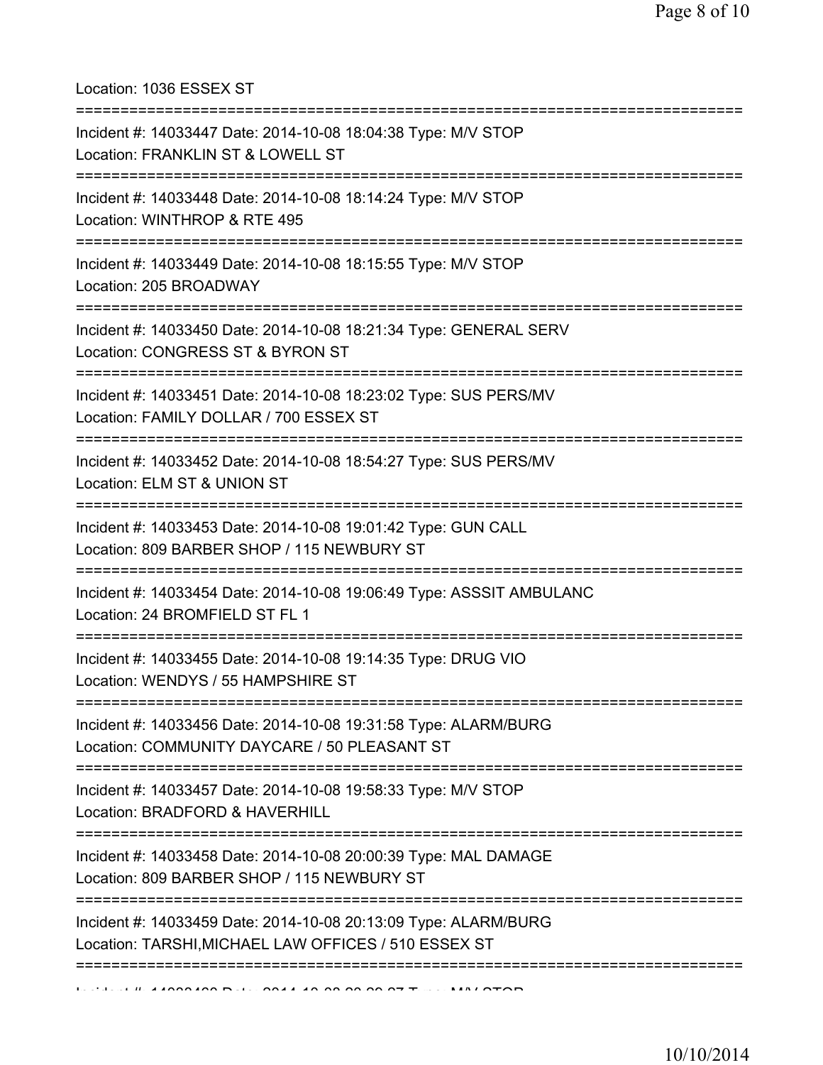Location: 1036 ESSEX ST

===========================================================================

Incident #: 14033447 Date: 2014-10-08 18:04:38 Type: M/V STOP
Location: FRANKLIN ST & LOWELL ST

===========================================================================

Incident #: 14033448 Date: 2014-10-08 18:14:24 Type: M/V STOP
Location: WINTHROP & RTE 495

===========================================================================

Incident #: 14033449 Date: 2014-10-08 18:15:55 Type: M/V STOP
Location: 205 BROADWAY

===========================================================================

Incident #: 14033450 Date: 2014-10-08 18:21:34 Type: GENERAL SERV
Location: CONGRESS ST & BYRON ST

===========================================================================

Incident #: 14033451 Date: 2014-10-08 18:23:02 Type: SUS PERS/MV
Location: FAMILY DOLLAR / 700 ESSEX ST

===========================================================================

Incident #: 14033452 Date: 2014-10-08 18:54:27 Type: SUS PERS/MV
Location: ELM ST & UNION ST

===========================================================================

Incident #: 14033453 Date: 2014-10-08 19:01:42 Type: GUN CALL
Location: 809 BARBER SHOP / 115 NEWBURY ST

===========================================================================

Incident #: 14033454 Date: 2014-10-08 19:06:49 Type: ASSSIT AMBULANC
Location: 24 BROMFIELD ST FL 1

===========================================================================

Incident #: 14033455 Date: 2014-10-08 19:14:35 Type: DRUG VIO
Location: WENDYS / 55 HAMPSHIRE ST

===========================================================================

Incident #: 14033456 Date: 2014-10-08 19:31:58 Type: ALARM/BURG
Location: COMMUNITY DAYCARE / 50 PLEASANT ST

===========================================================================

Incident #: 14033457 Date: 2014-10-08 19:58:33 Type: M/V STOP
Location: BRADFORD & HAVERHILL

===========================================================================

Incident #: 14033458 Date: 2014-10-08 20:00:39 Type: MAL DAMAGE
Location: 809 BARBER SHOP / 115 NEWBURY ST

===========================================================================

Incident #: 14033459 Date: 2014-10-08 20:13:09 Type: ALARM/BURG
Location: TARSHI,MICHAEL LAW OFFICES / 510 ESSEX ST

===========================================================================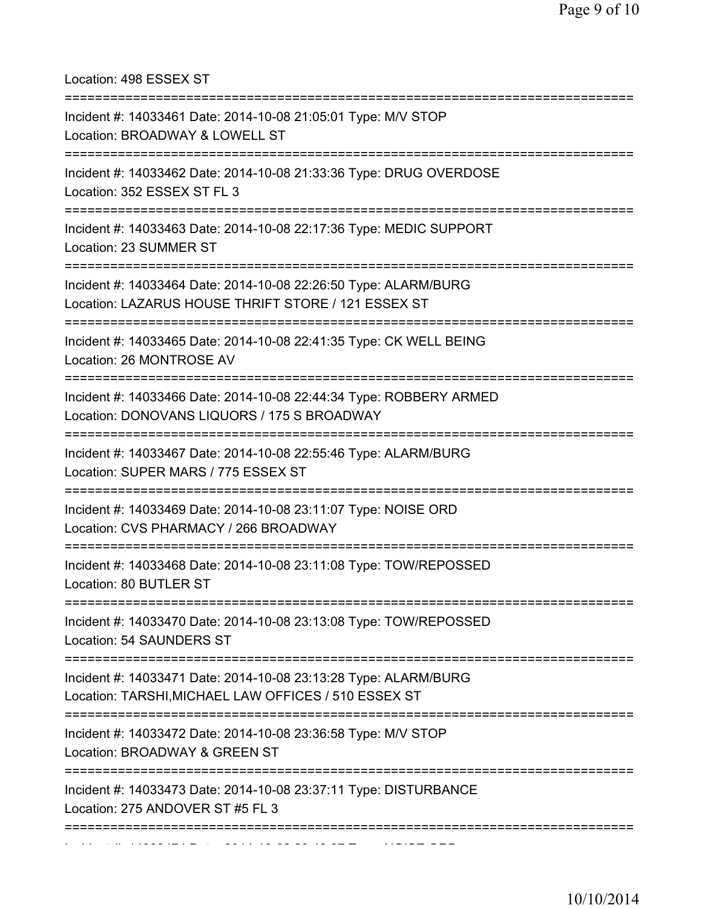Location: 498 ESSEX ST

===========================================================================

Incident #: 14033461 Date: 2014-10-08 21:05:01 Type: M/V STOP
Location: BROADWAY & LOWELL ST

===========================================================================

Incident #: 14033462 Date: 2014-10-08 21:33:36 Type: DRUG OVERDOSE
Location: 352 ESSEX ST FL 3

===========================================================================

Incident #: 14033463 Date: 2014-10-08 22:17:36 Type: MEDIC SUPPORT
Location: 23 SUMMER ST

===========================================================================

Incident #: 14033464 Date: 2014-10-08 22:26:50 Type: ALARM/BURG
Location: LAZARUS HOUSE THRIFT STORE / 121 ESSEX ST

===========================================================================

Incident #: 14033465 Date: 2014-10-08 22:41:35 Type: CK WELL BEING
Location: 26 MONTROSE AV

===========================================================================

Incident #: 14033466 Date: 2014-10-08 22:44:34 Type: ROBBERY ARMED
Location: DONOVANS LIQUORS / 175 S BROADWAY

===========================================================================

Incident #: 14033467 Date: 2014-10-08 22:55:46 Type: ALARM/BURG
Location: SUPER MARS / 775 ESSEX ST

===========================================================================

Incident #: 14033469 Date: 2014-10-08 23:11:07 Type: NOISE ORD
Location: CVS PHARMACY / 266 BROADWAY

===========================================================================

Incident #: 14033468 Date: 2014-10-08 23:11:08 Type: TOW/REPOSSED
Location: 80 BUTLER ST

===========================================================================

Incident #: 14033470 Date: 2014-10-08 23:13:08 Type: TOW/REPOSSED
Location: 54 SAUNDERS ST

===========================================================================

Incident #: 14033471 Date: 2014-10-08 23:13:28 Type: ALARM/BURG
Location: TARSHI,MICHAEL LAW OFFICES / 510 ESSEX ST

===========================================================================

Incident #: 14033472 Date: 2014-10-08 23:36:58 Type: M/V STOP
Location: BROADWAY & GREEN ST

===========================================================================

Incident #: 14033473 Date: 2014-10-08 23:37:11 Type: DISTURBANCE
Location: 275 ANDOVER ST #5 FL 3

===========================================================================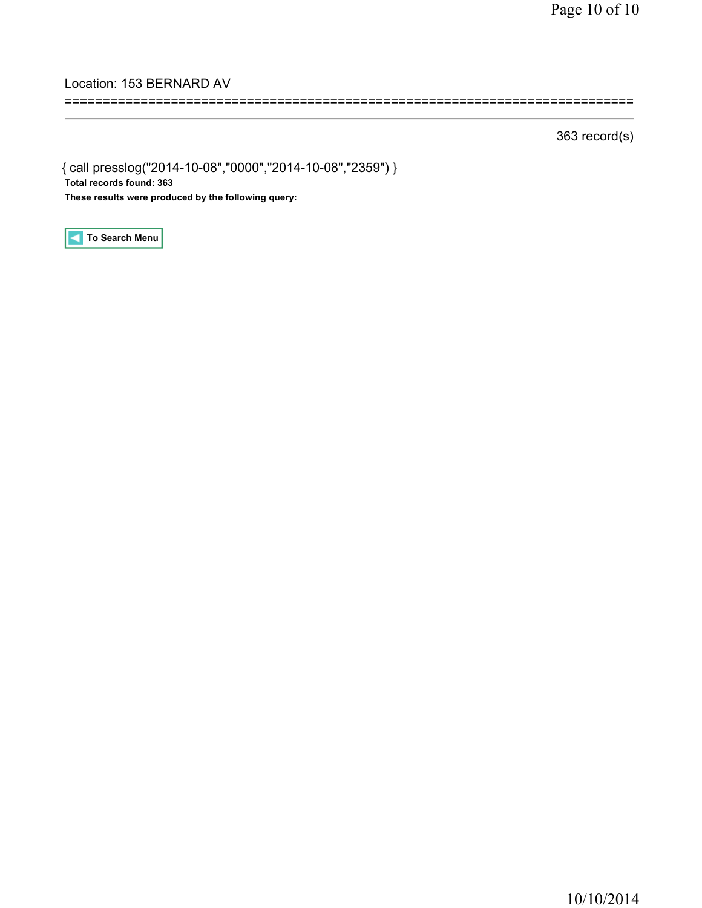Location: 153 BERNARD AV

===========================================================================

363 record(s)

{ call presslog("2014-10-08","0000","2014-10-08","2359") }

**Total records found: 363**

**These results were produced by the following query:**

**To Search Menu**